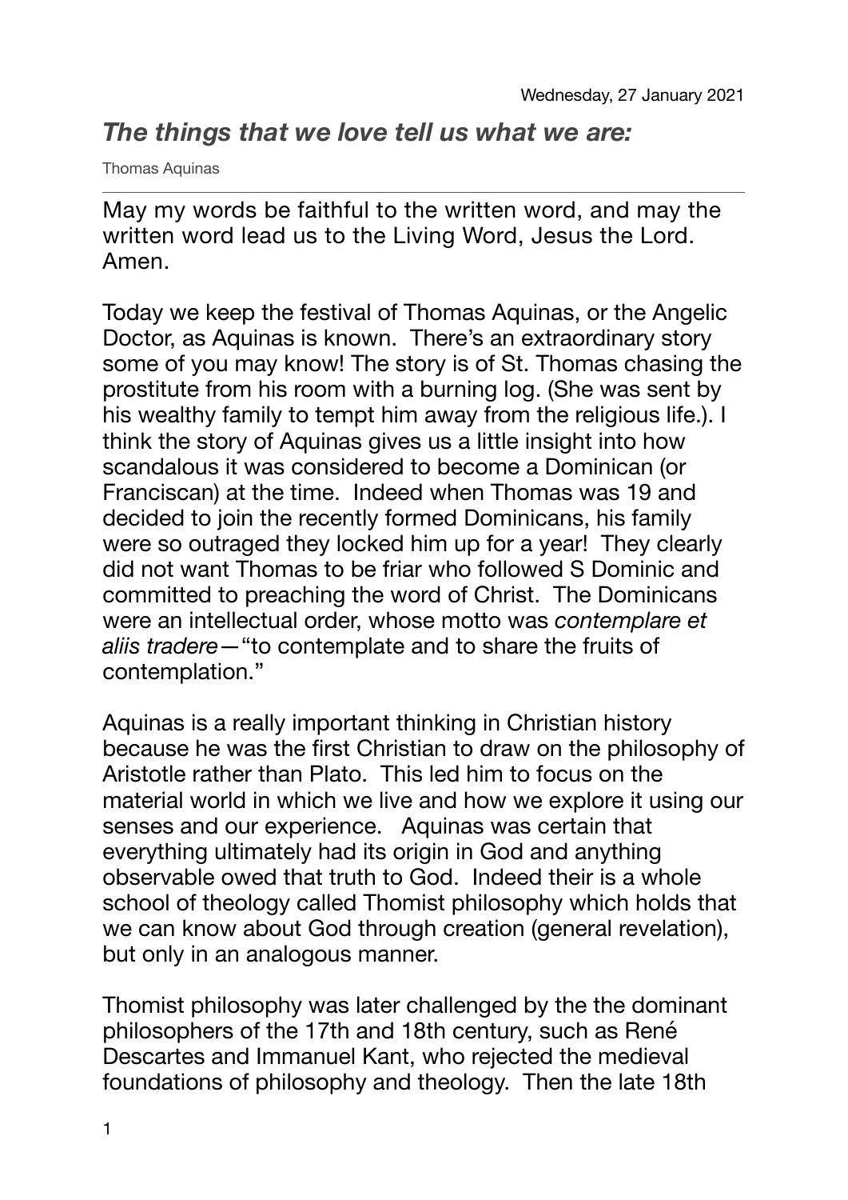Wednesday, 27 January 2021

## *The things that we love tell us what we are:*

Thomas Aquinas

---

May my words be faithful to the written word, and may the written word lead us to the Living Word, Jesus the Lord. Amen.

Today we keep the festival of Thomas Aquinas, or the Angelic Doctor, as Aquinas is known. There's an extraordinary story some of you may know! The story is of St. Thomas chasing the prostitute from his room with a burning log. (She was sent by his wealthy family to tempt him away from the religious life.). I think the story of Aquinas gives us a little insight into how scandalous it was considered to become a Dominican (or Franciscan) at the time. Indeed when Thomas was 19 and decided to join the recently formed Dominicans, his family were so outraged they locked him up for a year! They clearly did not want Thomas to be friar who followed S Dominic and committed to preaching the word of Christ. The Dominicans were an intellectual order, whose motto was *contemplare et aliis tradere*—"to contemplate and to share the fruits of contemplation."

Aquinas is a really important thinking in Christian history because he was the first Christian to draw on the philosophy of Aristotle rather than Plato. This led him to focus on the material world in which we live and how we explore it using our senses and our experience. Aquinas was certain that everything ultimately had its origin in God and anything observable owed that truth to God. Indeed their is a whole school of theology called Thomist philosophy which holds that we can know about God through creation (general revelation), but only in an analogous manner.

Thomist philosophy was later challenged by the the dominant philosophers of the 17th and 18th century, such as René Descartes and Immanuel Kant, who rejected the medieval foundations of philosophy and theology. Then the late 18th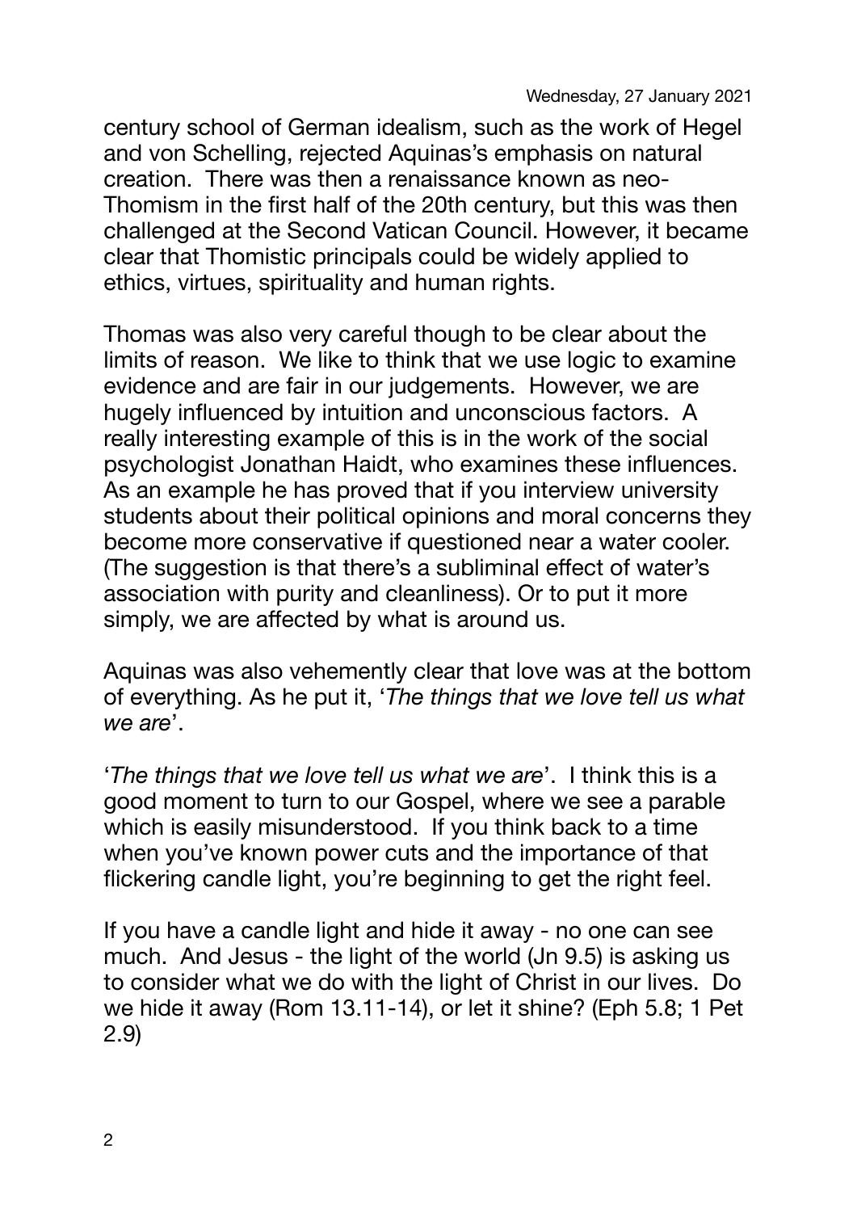century school of German idealism, such as the work of Hegel and von Schelling, rejected Aquinas's emphasis on natural creation. There was then a renaissance known as neo-Thomism in the first half of the 20th century, but this was then challenged at the Second Vatican Council. However, it became clear that Thomistic principals could be widely applied to ethics, virtues, spirituality and human rights.

Thomas was also very careful though to be clear about the limits of reason. We like to think that we use logic to examine evidence and are fair in our judgements. However, we are hugely influenced by intuition and unconscious factors. A really interesting example of this is in the work of the social psychologist Jonathan Haidt, who examines these influences. As an example he has proved that if you interview university students about their political opinions and moral concerns they become more conservative if questioned near a water cooler. (The suggestion is that there's a subliminal effect of water's association with purity and cleanliness). Or to put it more simply, we are affected by what is around us.

Aquinas was also vehemently clear that love was at the bottom of everything. As he put it, '*The things that we love tell us what we are*'.

'*The things that we love tell us what we are*'. I think this is a good moment to turn to our Gospel, where we see a parable which is easily misunderstood. If you think back to a time when you've known power cuts and the importance of that flickering candle light, you're beginning to get the right feel.

If you have a candle light and hide it away - no one can see much. And Jesus - the light of the world (Jn 9.5) is asking us to consider what we do with the light of Christ in our lives. Do we hide it away (Rom 13.11-14), or let it shine? (Eph 5.8; 1 Pet 2.9)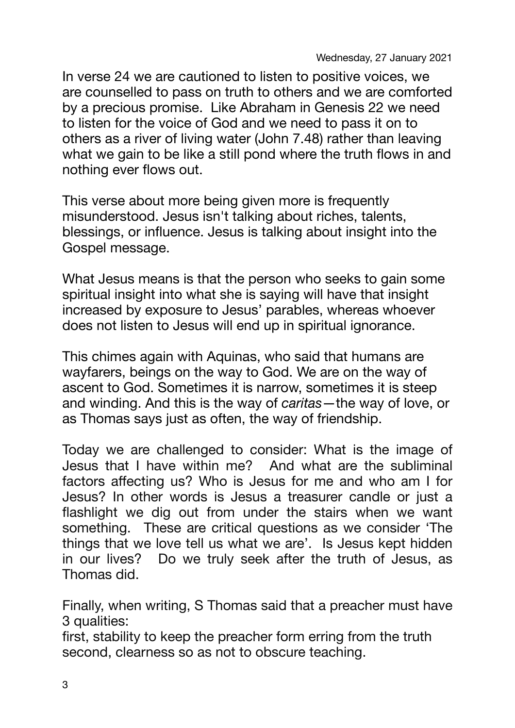Wednesday, 27 January 2021

In verse 24 we are cautioned to listen to positive voices, we are counselled to pass on truth to others and we are comforted by a precious promise. Like Abraham in Genesis 22 we need to listen for the voice of God and we need to pass it on to others as a river of living water (John 7.48) rather than leaving what we gain to be like a still pond where the truth flows in and nothing ever flows out.

This verse about more being given more is frequently misunderstood. Jesus isn't talking about riches, talents, blessings, or influence. Jesus is talking about insight into the Gospel message.

What Jesus means is that the person who seeks to gain some spiritual insight into what she is saying will have that insight increased by exposure to Jesus' parables, whereas whoever does not listen to Jesus will end up in spiritual ignorance.

This chimes again with Aquinas, who said that humans are wayfarers, beings on the way to God. We are on the way of ascent to God. Sometimes it is narrow, sometimes it is steep and winding. And this is the way of *caritas*—the way of love, or as Thomas says just as often, the way of friendship.

Today we are challenged to consider: What is the image of Jesus that I have within me? And what are the subliminal factors affecting us? Who is Jesus for me and who am I for Jesus? In other words is Jesus a treasurer candle or just a flashlight we dig out from under the stairs when we want something. These are critical questions as we consider 'The things that we love tell us what we are'. Is Jesus kept hidden in our lives? Do we truly seek after the truth of Jesus, as Thomas did.

Finally, when writing, S Thomas said that a preacher must have 3 qualities:
first, stability to keep the preacher form erring from the truth
second, clearness so as not to obscure teaching.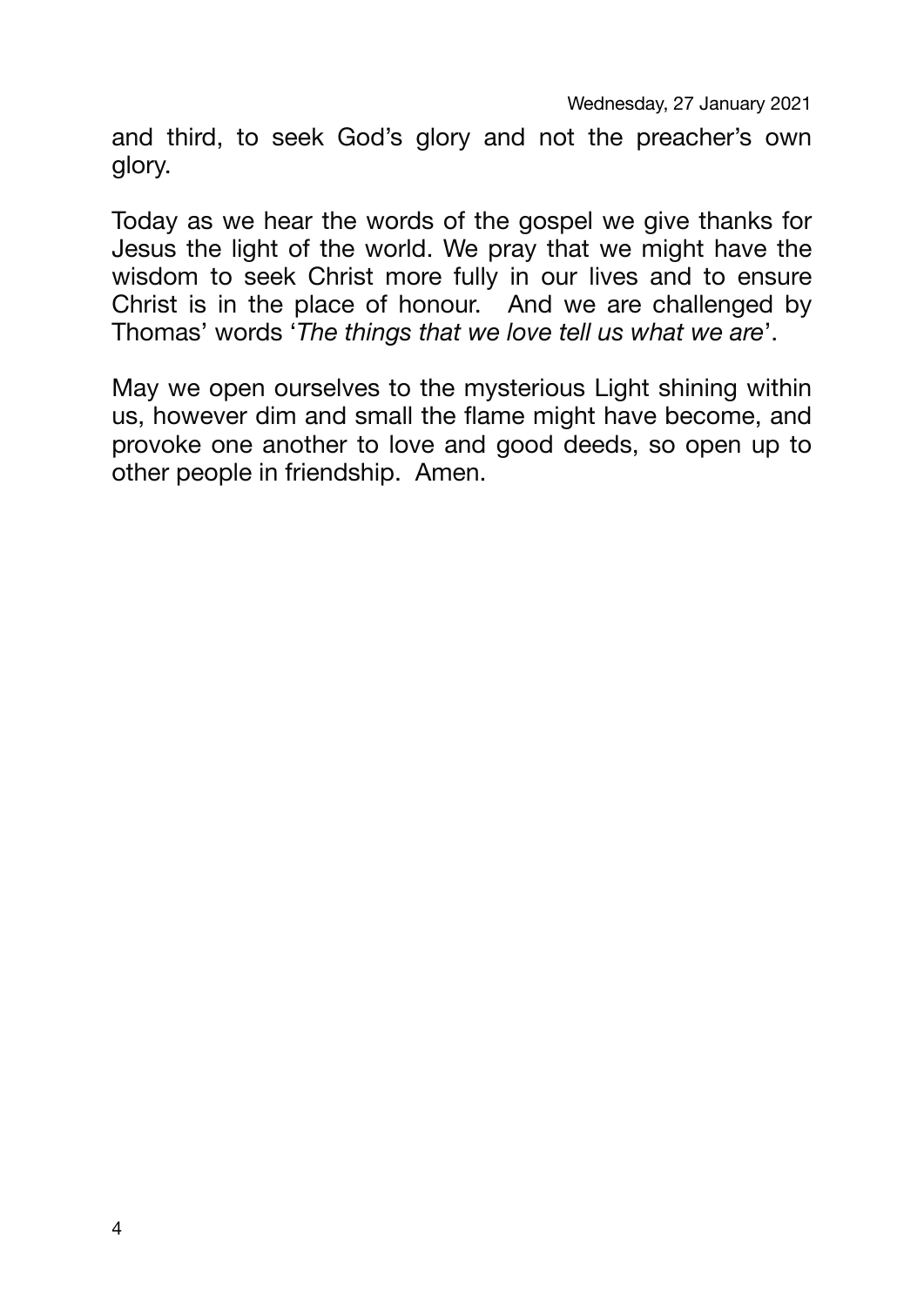and third, to seek God's glory and not the preacher's own glory.

Today as we hear the words of the gospel we give thanks for Jesus the light of the world. We pray that we might have the wisdom to seek Christ more fully in our lives and to ensure Christ is in the place of honour. And we are challenged by Thomas' words '*The things that we love tell us what we are*'.

May we open ourselves to the mysterious Light shining within us, however dim and small the flame might have become, and provoke one another to love and good deeds, so open up to other people in friendship. Amen.